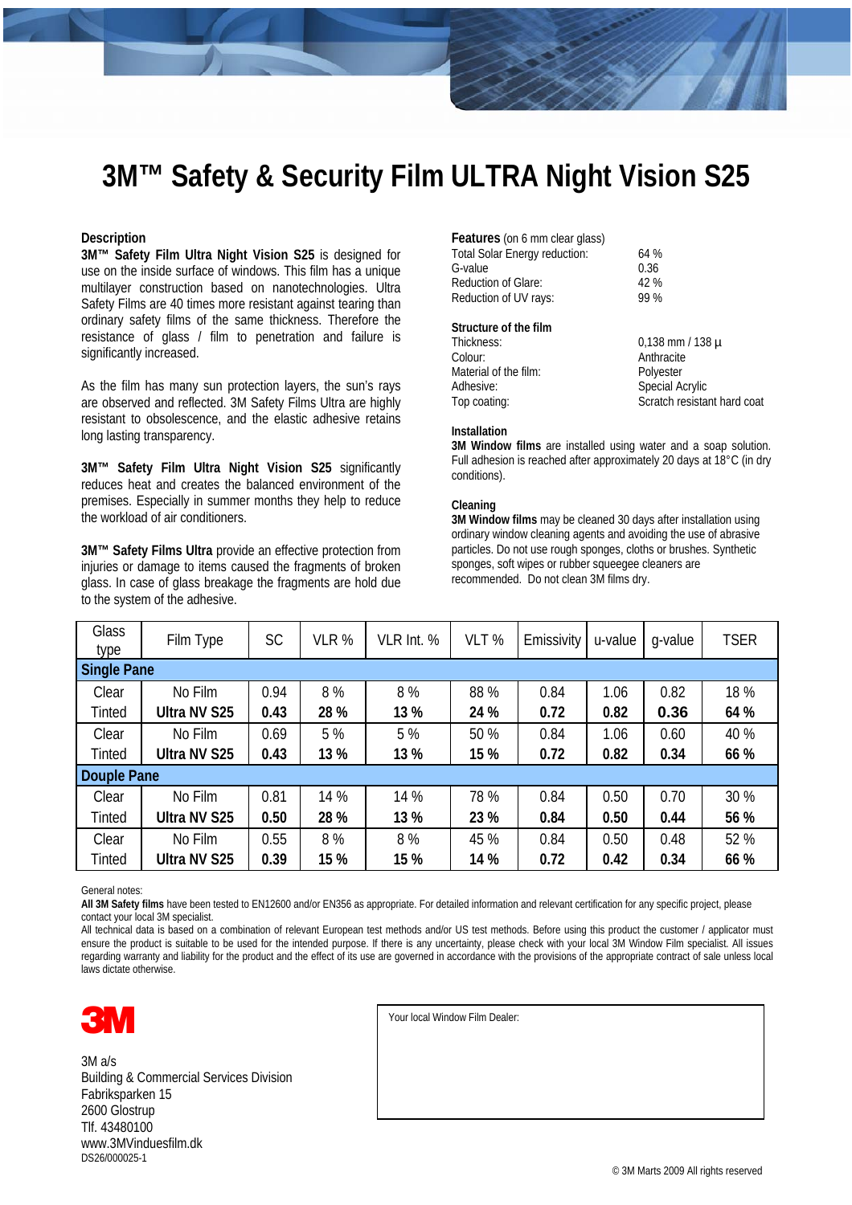# 3M™ Safety & Security Film ULTRA Night Vision S25

**Description**

**3M™ Safety Film Ultra Night Vision S25** is designed for use on the inside surface of windows. This film has a unique multilayer construction based on nanotechnologies. Ultra Safety Films are 40 times more resistant against tearing than ordinary safety films of the same thickness. Therefore the resistance of glass / film to penetration and failure is significantly increased.

As the film has many sun protection layers, the sun's rays are observed and reflected. 3M Safety Films Ultra are highly resistant to obsolescence, and the elastic adhesive retains long lasting transparency.

**3M™ Safety Film Ultra Night Vision S25** significantly reduces heat and creates the balanced environment of the premises. Especially in summer months they help to reduce the workload of air conditioners.

**3M™ Safety Films Ultra** provide an effective protection from injuries or damage to items caused the fragments of broken glass. In case of glass breakage the fragments are hold due to the system of the adhesive.

**Features** (on 6 mm clear glass)

| | |
|---|---|
| Total Solar Energy reduction: | 64 % |
| G-value | 0.36 |
| Reduction of Glare: | 42 % |
| Reduction of UV rays: | 99 % |

**Structure of the film**

| | |
|---|---|
| Thickness: | 0,138 mm / 138 µ |
| Colour: | Anthracite |
| Material of the film: | Polyester |
| Adhesive: | Special Acrylic |
| Top coating: | Scratch resistant hard coat |

**Installation**

**3M Window films** are installed using water and a soap solution. Full adhesion is reached after approximately 20 days at 18°C (in dry conditions).

**Cleaning**

**3M Window films** may be cleaned 30 days after installation using ordinary window cleaning agents and avoiding the use of abrasive particles. Do not use rough sponges, cloths or brushes. Synthetic sponges, soft wipes or rubber squeegee cleaners are recommended. Do not clean 3M films dry.

| Glass type | Film Type | SC | VLR % | VLR Int. % | VLT % | Emissivity | u-value | g-value | TSER |
|---|---|---|---|---|---|---|---|---|---|
| **Single Pane** | | | | | | | | | |
| Clear | No Film | 0.94 | 8 % | 8 % | 88 % | 0.84 | 1.06 | 0.82 | 18 % |
| Tinted | **Ultra NV S25** | **0.43** | **28 %** | **13 %** | **24 %** | **0.72** | **0.82** | **0.36** | **64 %** |
| Clear | No Film | 0.69 | 5 % | 5 % | 50 % | 0.84 | 1.06 | 0.60 | 40 % |
| Tinted | **Ultra NV S25** | **0.43** | **13 %** | **13 %** | **15 %** | **0.72** | **0.82** | **0.34** | **66 %** |
| **Douple Pane** | | | | | | | | | |
| Clear | No Film | 0.81 | 14 % | 14 % | 78 % | 0.84 | 0.50 | 0.70 | 30 % |
| Tinted | **Ultra NV S25** | **0.50** | **28 %** | **13 %** | **23 %** | **0.84** | **0.50** | **0.44** | **56 %** |
| Clear | No Film | 0.55 | 8 % | 8 % | 45 % | 0.84 | 0.50 | 0.48 | 52 % |
| Tinted | **Ultra NV S25** | **0.39** | **15 %** | **15 %** | **14 %** | **0.72** | **0.42** | **0.34** | **66 %** |

General notes:

**All 3M Safety films** have been tested to EN12600 and/or EN356 as appropriate. For detailed information and relevant certification for any specific project, please contact your local 3M specialist.

All technical data is based on a combination of relevant European test methods and/or US test methods. Before using this product the customer / applicator must ensure the product is suitable to be used for the intended purpose. If there is any uncertainty, please check with your local 3M Window Film specialist. All issues regarding warranty and liability for the product and the effect of its use are governed in accordance with the provisions of the appropriate contract of sale unless local laws dictate otherwise.

3M

3M a/s
Building & Commercial Services Division
Fabriksparken 15
2600 Glostrup
Tlf. 43480100
www.3MVinduesfilm.dk
DS26/000025-1

Your local Window Film Dealer:

© 3M Marts 2009 All rights reserved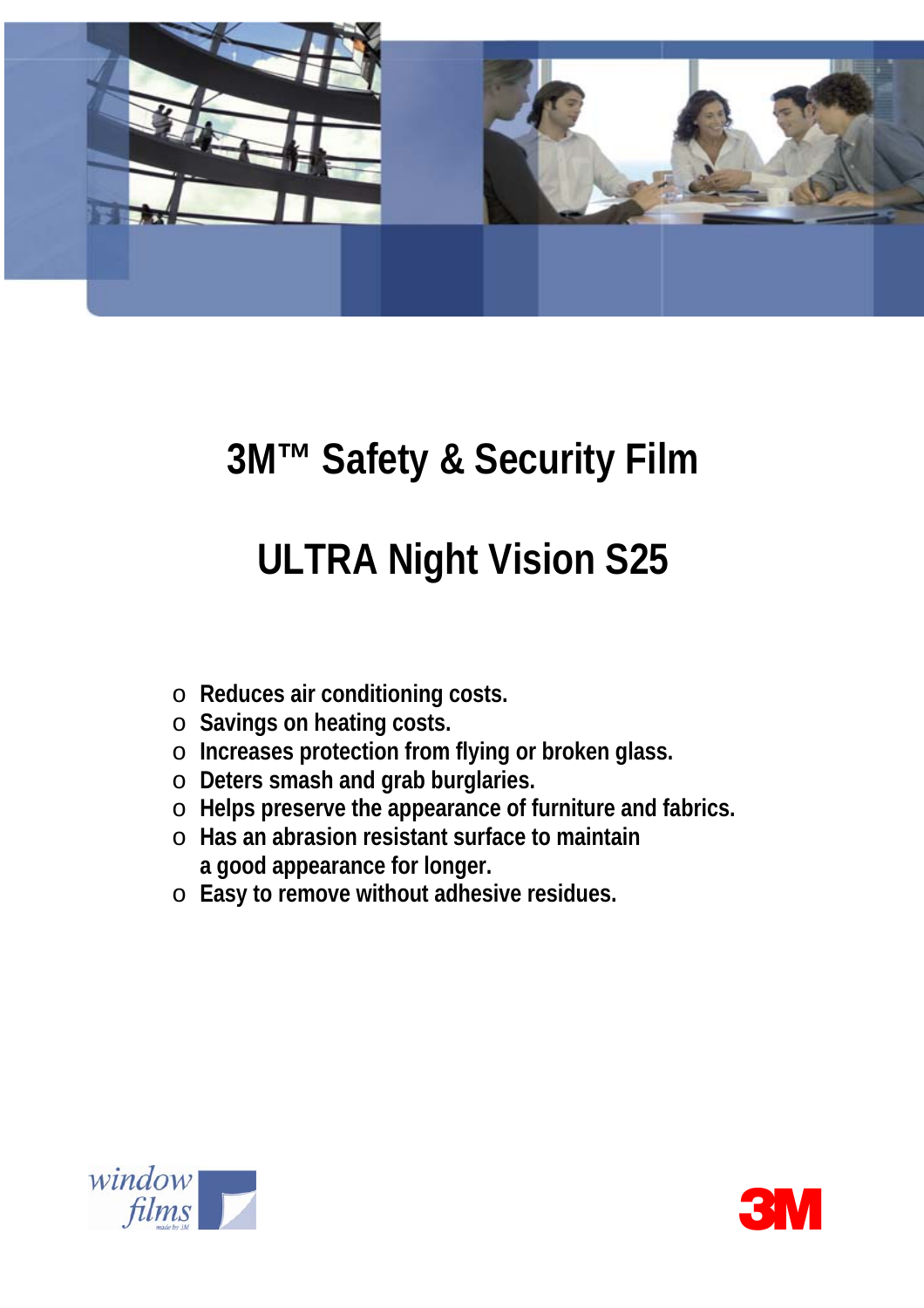# 3M™ Safety & Security Film

# ULTRA Night Vision S25

- Reduces air conditioning costs.
- Savings on heating costs.
- Increases protection from flying or broken glass.
- Deters smash and grab burglaries.
- Helps preserve the appearance of furniture and fabrics.
- Has an abrasion resistant surface to maintain a good appearance for longer.
- Easy to remove without adhesive residues.

window films made by 3M

3M